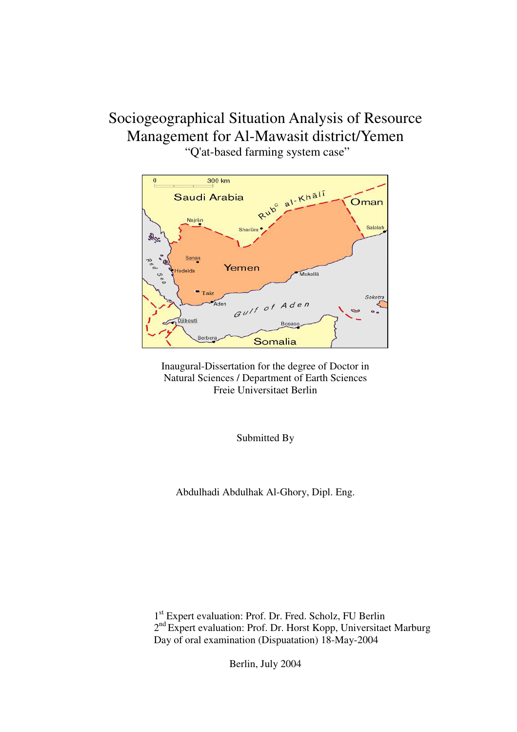# Sociogeographical Situation Analysis of Resource Management for Al-Mawasit district/Yemen

"Q'at-based farming system case"

Inaugural-Dissertation for the degree of Doctor in
Natural Sciences / Department of Earth Sciences
Freie Universitaet Berlin

Submitted By

Abdulhadi Abdulhak Al-Ghory, Dipl. Eng.

1st Expert evaluation: Prof. Dr. Fred. Scholz, FU Berlin
2nd Expert evaluation: Prof. Dr. Horst Kopp, Universitaet Marburg
Day of oral examination (Dispuatation) 18-May-2004

Berlin, July 2004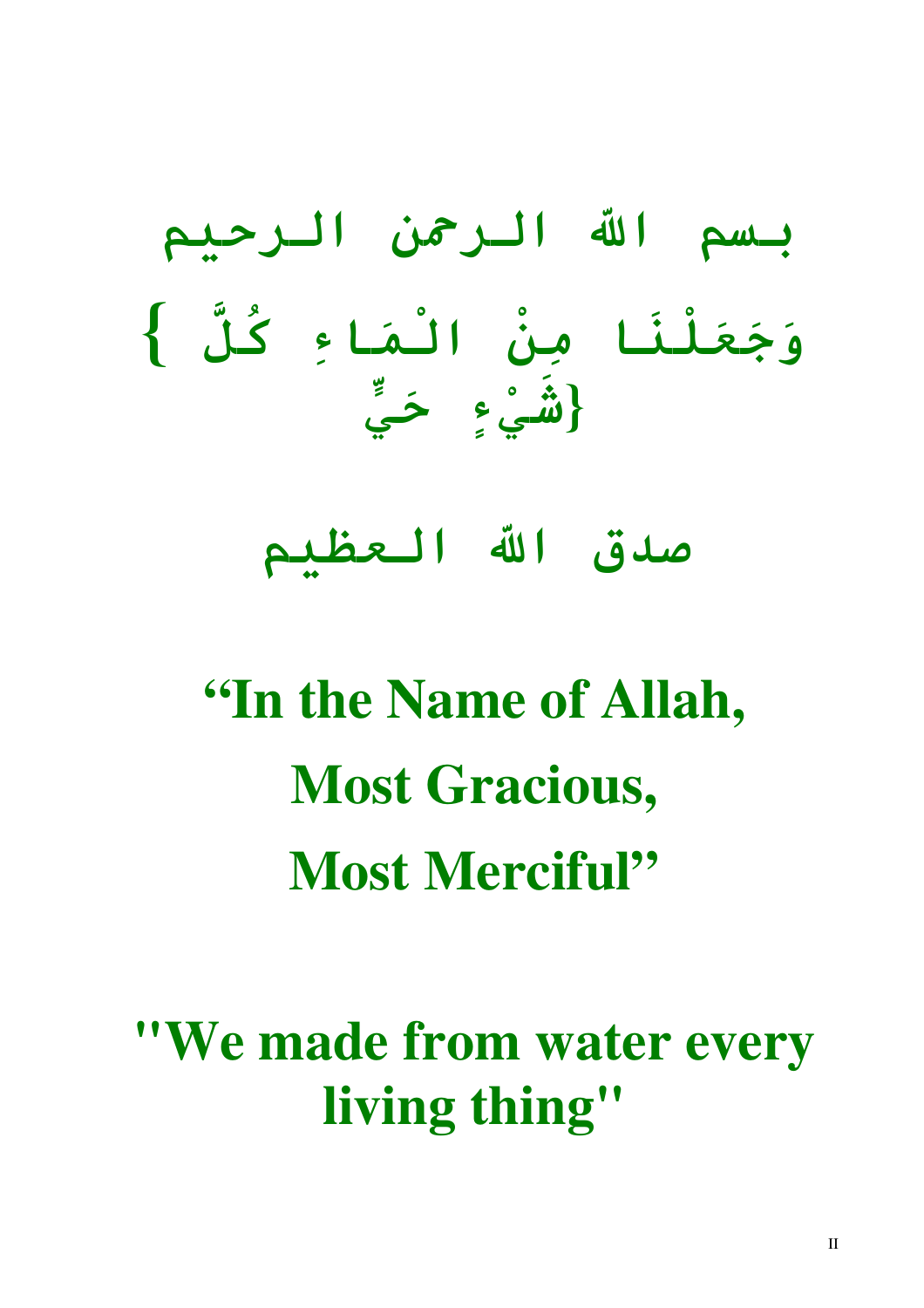بسم الله الرحمن الرحيم

{ وَجَعَلْنَا مِنْ الْمَاءِ كُلَّ شَيْءٍ حَيٍّ }

صدق الله العظيم

**"In the Name of Allah, Most Gracious, Most Merciful"**

**"We made from water every living thing"**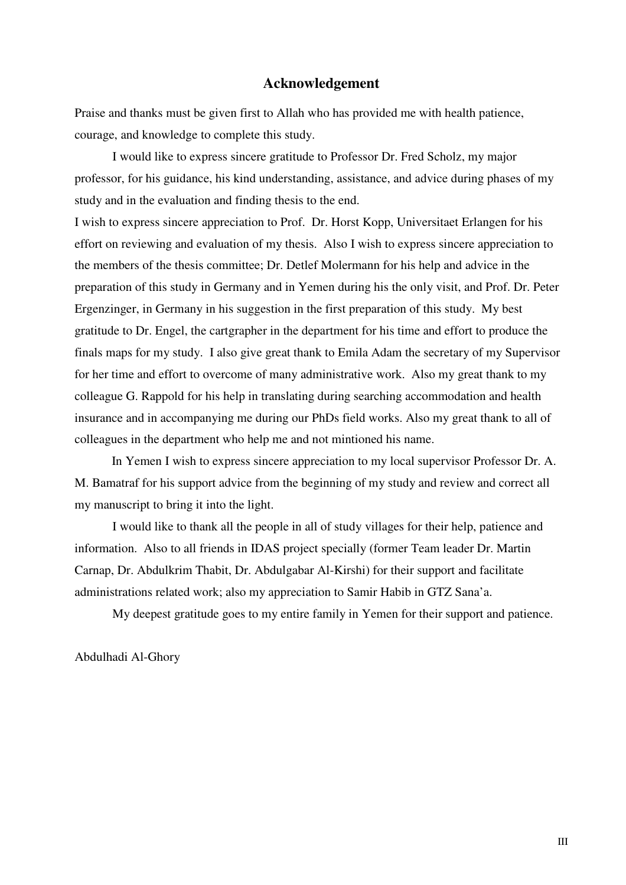# Acknowledgement

Praise and thanks must be given first to Allah who has provided me with health patience, courage, and knowledge to complete this study.

I would like to express sincere gratitude to Professor Dr. Fred Scholz, my major professor, for his guidance, his kind understanding, assistance, and advice during phases of my study and in the evaluation and finding thesis to the end.

I wish to express sincere appreciation to Prof. Dr. Horst Kopp, Universitaet Erlangen for his effort on reviewing and evaluation of my thesis. Also I wish to express sincere appreciation to the members of the thesis committee; Dr. Detlef Molermann for his help and advice in the preparation of this study in Germany and in Yemen during his the only visit, and Prof. Dr. Peter Ergenzinger, in Germany in his suggestion in the first preparation of this study. My best gratitude to Dr. Engel, the cartgrapher in the department for his time and effort to produce the finals maps for my study. I also give great thank to Emila Adam the secretary of my Supervisor for her time and effort to overcome of many administrative work. Also my great thank to my colleague G. Rappold for his help in translating during searching accommodation and health insurance and in accompanying me during our PhDs field works. Also my great thank to all of colleagues in the department who help me and not mintioned his name.

In Yemen I wish to express sincere appreciation to my local supervisor Professor Dr. A. M. Bamatraf for his support advice from the beginning of my study and review and correct all my manuscript to bring it into the light.

I would like to thank all the people in all of study villages for their help, patience and information. Also to all friends in IDAS project specially (former Team leader Dr. Martin Carnap, Dr. Abdulkrim Thabit, Dr. Abdulgabar Al-Kirshi) for their support and facilitate administrations related work; also my appreciation to Samir Habib in GTZ Sana'a.

My deepest gratitude goes to my entire family in Yemen for their support and patience.

Abdulhadi Al-Ghory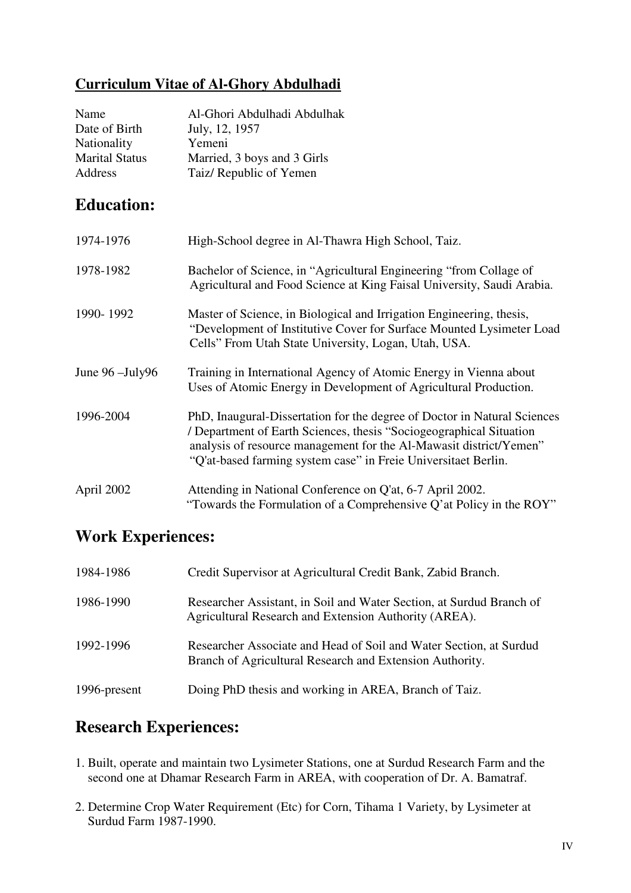## Curriculum Vitae of Al-Ghory Abdulhadi

| | |
|---|---|
| Name | Al-Ghori Abdulhadi Abdulhak |
| Date of Birth | July, 12, 1957 |
| Nationality | Yemeni |
| Marital Status | Married, 3 boys and 3 Girls |
| Address | Taiz/ Republic of Yemen |

# Education:

| | |
|---|---|
| 1974-1976 | High-School degree in Al-Thawra High School, Taiz. |
| 1978-1982 | Bachelor of Science, in "Agricultural Engineering "from Collage of Agricultural and Food Science at King Faisal University, Saudi Arabia. |
| 1990- 1992 | Master of Science, in Biological and Irrigation Engineering, thesis, "Development of Institutive Cover for Surface Mounted Lysimeter Load Cells" From Utah State University, Logan, Utah, USA. |
| June 96 –July96 | Training in International Agency of Atomic Energy in Vienna about Uses of Atomic Energy in Development of Agricultural Production. |
| 1996-2004 | PhD, Inaugural-Dissertation for the degree of Doctor in Natural Sciences / Department of Earth Sciences, thesis "Sociogeographical Situation analysis of resource management for the Al-Mawasit district/Yemen" "Q'at-based farming system case" in Freie Universitaet Berlin. |
| April 2002 | Attending in National Conference on Q'at, 6-7 April 2002. "Towards the Formulation of a Comprehensive Q'at Policy in the ROY" |

# Work Experiences:

| | |
|---|---|
| 1984-1986 | Credit Supervisor at Agricultural Credit Bank, Zabid Branch. |
| 1986-1990 | Researcher Assistant, in Soil and Water Section, at Surdud Branch of Agricultural Research and Extension Authority (AREA). |
| 1992-1996 | Researcher Associate and Head of Soil and Water Section, at Surdud Branch of Agricultural Research and Extension Authority. |
| 1996-present | Doing PhD thesis and working in AREA, Branch of Taiz. |

# Research Experiences:

1. Built, operate and maintain two Lysimeter Stations, one at Surdud Research Farm and the second one at Dhamar Research Farm in AREA, with cooperation of Dr. A. Bamatraf.
2. Determine Crop Water Requirement (Etc) for Corn, Tihama 1 Variety, by Lysimeter at Surdud Farm 1987-1990.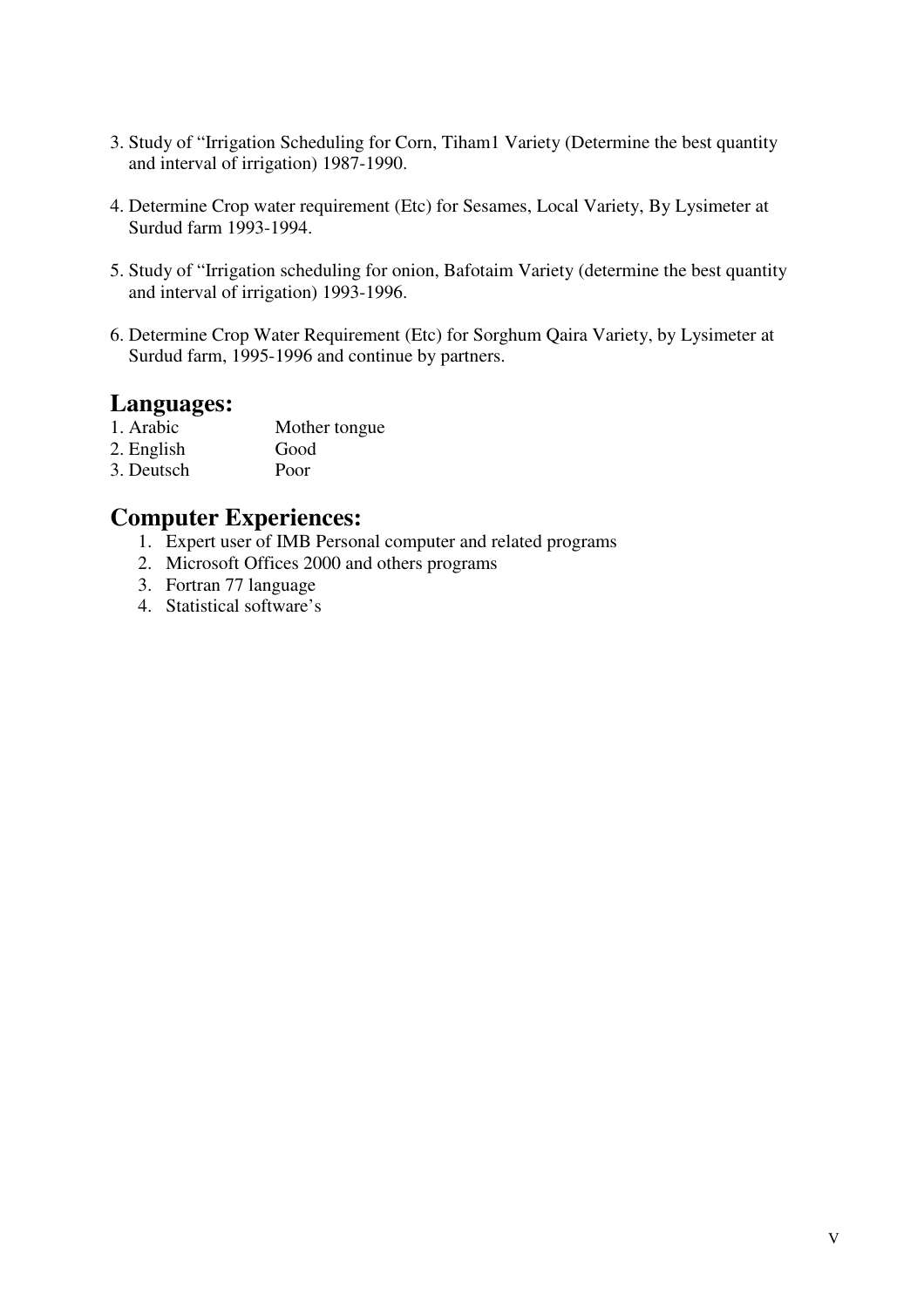3. Study of "Irrigation Scheduling for Corn, Tiham1 Variety (Determine the best quantity and interval of irrigation) 1987-1990.

4. Determine Crop water requirement (Etc) for Sesames, Local Variety, By Lysimeter at Surdud farm 1993-1994.

5. Study of "Irrigation scheduling for onion, Bafotaim Variety (determine the best quantity and interval of irrigation) 1993-1996.

6. Determine Crop Water Requirement (Etc) for Sorghum Qaira Variety, by Lysimeter at Surdud farm, 1995-1996 and continue by partners.

## Languages:

| | |
|---|---|
| 1. Arabic | Mother tongue |
| 2. English | Good |
| 3. Deutsch | Poor |

## Computer Experiences:

1. Expert user of IMB Personal computer and related programs
2. Microsoft Offices 2000 and others programs
3. Fortran 77 language
4. Statistical software's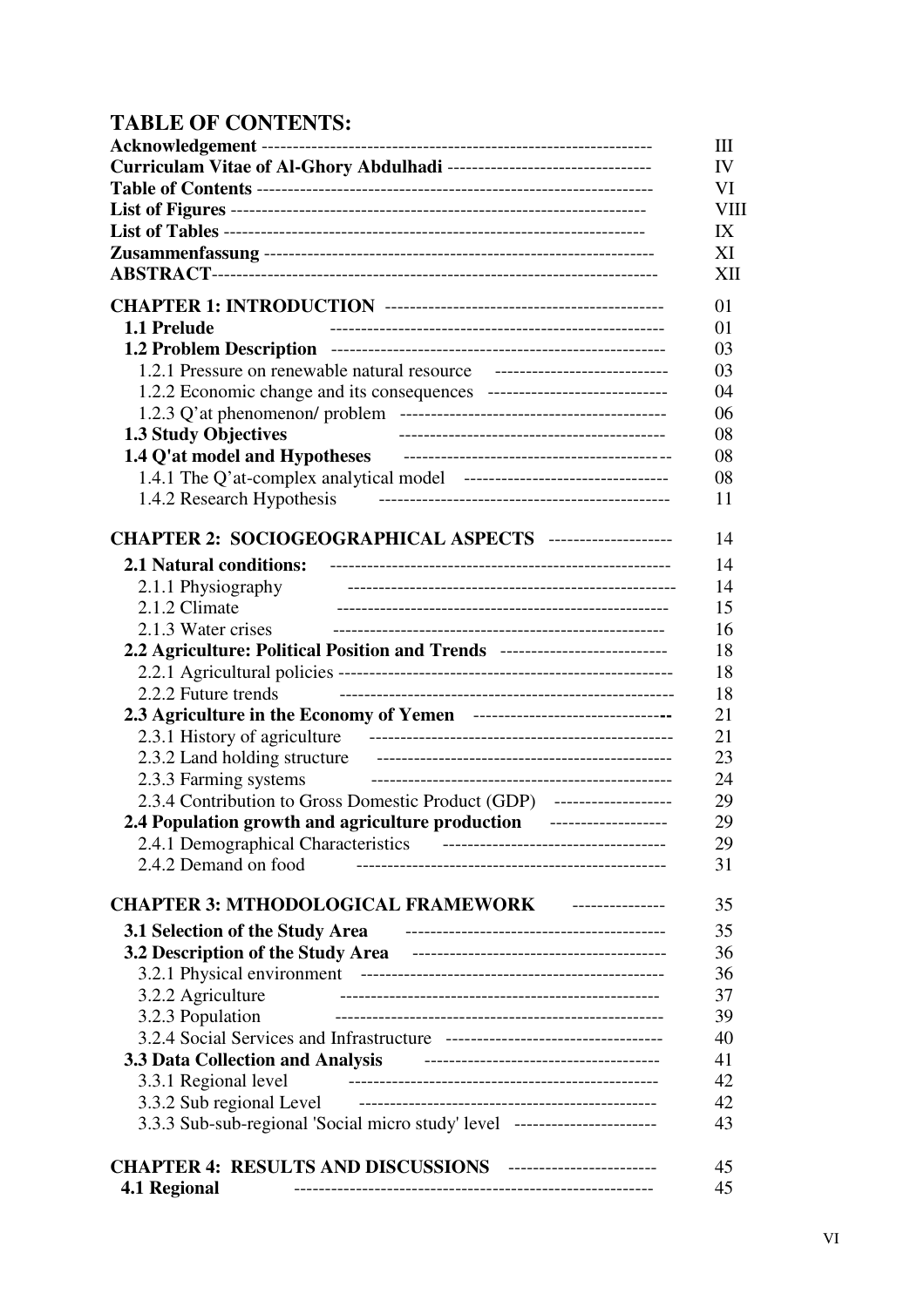# TABLE OF CONTENTS:

| | |
|---|---|
| **Acknowledgement** | III |
| **Curriculam Vitae of Al-Ghory Abdulhadi** | IV |
| **Table of Contents** | VI |
| **List of Figures** | VIII |
| **List of Tables** | IX |
| **Zusammenfassung** | XI |
| **ABSTRACT** | XII |
| **CHAPTER 1: INTRODUCTION** | 01 |
| **1.1 Prelude** | 01 |
| **1.2 Problem Description** | 03 |
| 1.2.1 Pressure on renewable natural resource | 03 |
| 1.2.2 Economic change and its consequences | 04 |
| 1.2.3 Q'at phenomenon/ problem | 06 |
| **1.3 Study Objectives** | 08 |
| **1.4 Q'at model and Hypotheses** | 08 |
| 1.4.1 The Q'at-complex analytical model | 08 |
| 1.4.2 Research Hypothesis | 11 |
| **CHAPTER 2: SOCIOGEOGRAPHICAL ASPECTS** | 14 |
| **2.1 Natural conditions:** | 14 |
| 2.1.1 Physiography | 14 |
| 2.1.2 Climate | 15 |
| 2.1.3 Water crises | 16 |
| **2.2 Agriculture: Political Position and Trends** | 18 |
| 2.2.1 Agricultural policies | 18 |
| 2.2.2 Future trends | 18 |
| **2.3 Agriculture in the Economy of Yemen** | 21 |
| 2.3.1 History of agriculture | 21 |
| 2.3.2 Land holding structure | 23 |
| 2.3.3 Farming systems | 24 |
| 2.3.4 Contribution to Gross Domestic Product (GDP) | 29 |
| **2.4 Population growth and agriculture production** | 29 |
| 2.4.1 Demographical Characteristics | 29 |
| 2.4.2 Demand on food | 31 |
| **CHAPTER 3: MTHODOLOGICAL FRAMEWORK** | 35 |
| **3.1 Selection of the Study Area** | 35 |
| **3.2 Description of the Study Area** | 36 |
| 3.2.1 Physical environment | 36 |
| 3.2.2 Agriculture | 37 |
| 3.2.3 Population | 39 |
| 3.2.4 Social Services and Infrastructure | 40 |
| **3.3 Data Collection and Analysis** | 41 |
| 3.3.1 Regional level | 42 |
| 3.3.2 Sub regional Level | 42 |
| 3.3.3 Sub-sub-regional 'Social micro study' level | 43 |
| **CHAPTER 4: RESULTS AND DISCUSSIONS** | 45 |
| **4.1 Regional** | 45 |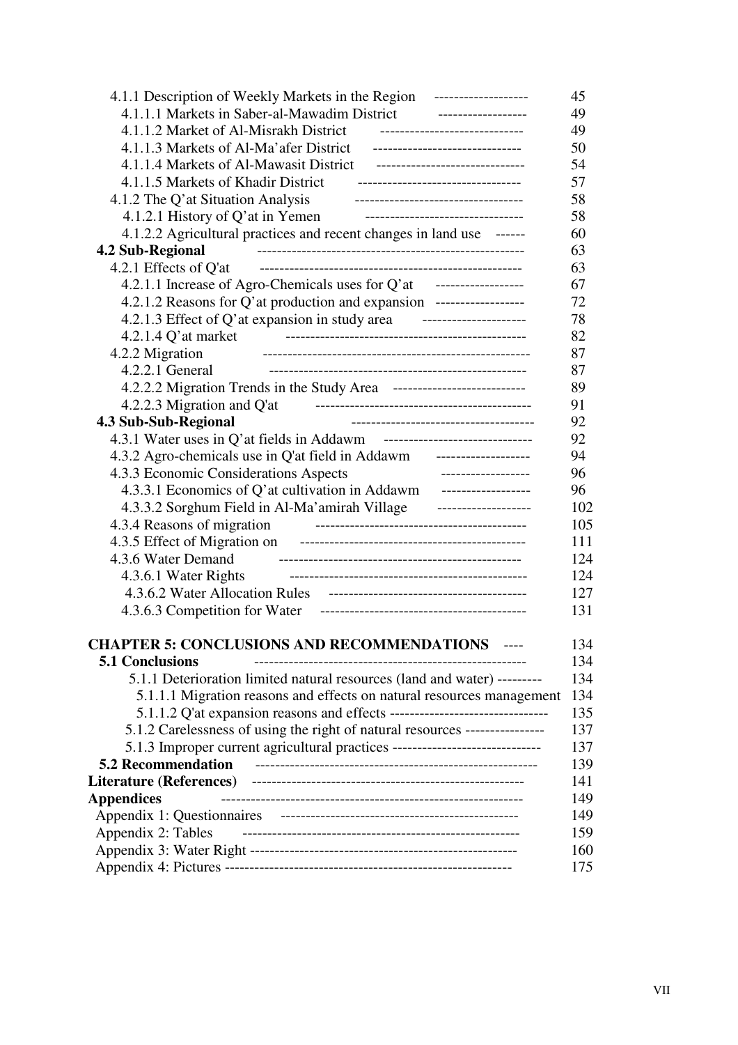4.1.1 Description of Weekly Markets in the Region ------------------- 45
4.1.1.1 Markets in Saber-al-Mawadim District ------------------ 49
4.1.1.2 Market of Al-Misrakh District ----------------------------- 49
4.1.1.3 Markets of Al-Ma'afer District ------------------------------ 50
4.1.1.4 Markets of Al-Mawasit District ------------------------------ 54
4.1.1.5 Markets of Khadir District --------------------------------- 57
4.1.2 The Q'at Situation Analysis ---------------------------------- 58
4.1.2.1 History of Q'at in Yemen -------------------------------- 58
4.1.2.2 Agricultural practices and recent changes in land use ------ 60

**4.2 Sub-Regional** ------------------------------------------------------ 63
4.2.1 Effects of Q'at ---------------------------------------------------- 63
4.2.1.1 Increase of Agro-Chemicals uses for Q'at ------------------ 67
4.2.1.2 Reasons for Q'at production and expansion ------------------ 72
4.2.1.3 Effect of Q'at expansion in study area --------------------- 78
4.2.1.4 Q'at market ------------------------------------------------ 82
4.2.2 Migration ----------------------------------------------------- 87
4.2.2.1 General --------------------------------------------------- 87
4.2.2.2 Migration Trends in the Study Area --------------------------- 89
4.2.2.3 Migration and Q'at ------------------------------------------- 91

**4.3 Sub-Sub-Regional** ------------------------------------- 92
4.3.1 Water uses in Q'at fields in Addawm ------------------------------ 92
4.3.2 Agro-chemicals use in Q'at field in Addawm ------------------- 94
4.3.3 Economic Considerations Aspects ------------------ 96
4.3.3.1 Economics of Q'at cultivation in Addawm ------------------ 96
4.3.3.2 Sorghum Field in Al-Ma'amirah Village ------------------- 102
4.3.4 Reasons of migration ------------------------------------------ 105
4.3.5 Effect of Migration on --------------------------------------------- 111
4.3.6 Water Demand ------------------------------------------------- 124
4.3.6.1 Water Rights ----------------------------------------------- 124
4.3.6.2 Water Allocation Rules ---------------------------------------- 127
4.3.6.3 Competition for Water ----------------------------------------- 131

**CHAPTER 5: CONCLUSIONS AND RECOMMENDATIONS** ---- 134

**5.1 Conclusions** ------------------------------------------------------ 134
5.1.1 Deterioration limited natural resources (land and water) --------- 134
5.1.1.1 Migration reasons and effects on natural resources management 134
5.1.1.2 Q'at expansion reasons and effects -------------------------------- 135
5.1.2 Carelessness of using the right of natural resources ---------------- 137
5.1.3 Improper current agricultural practices ------------------------------ 137

**5.2 Recommendation** -------------------------------------------------------- 139

**Literature (References)** ------------------------------------------------------ 141

**Appendices** ------------------------------------------------------------ 149
Appendix 1: Questionnaires ----------------------------------------------- 149
Appendix 2: Tables ------------------------------------------------------- 159
Appendix 3: Water Right ---------------------------------------------------- 160
Appendix 4: Pictures --------------------------------------------------------- 175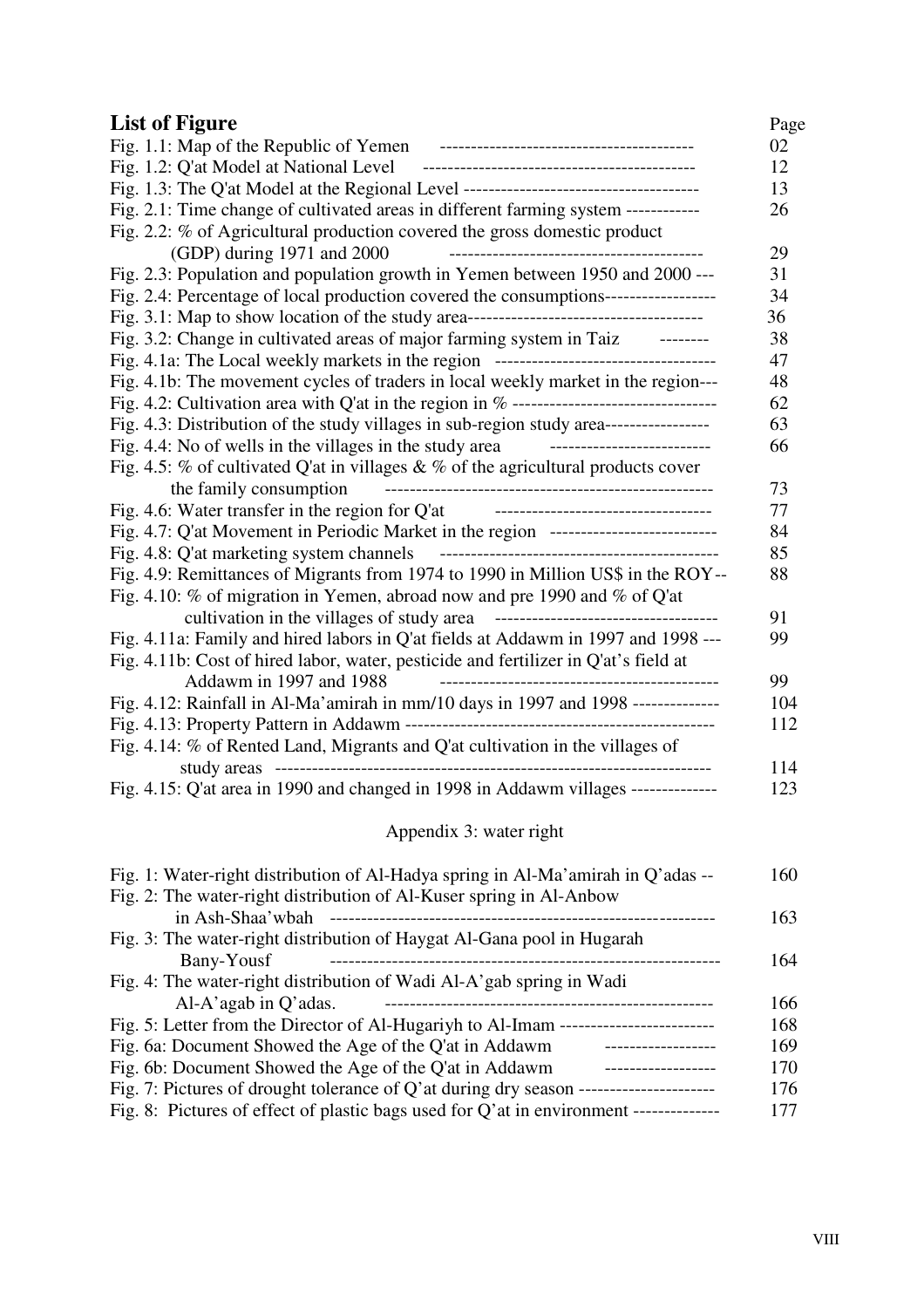## List of Figure

| | Page |
|---|---|
| Fig. 1.1: Map of the Republic of Yemen | 02 |
| Fig. 1.2: Q'at Model at National Level | 12 |
| Fig. 1.3: The Q'at Model at the Regional Level | 13 |
| Fig. 2.1: Time change of cultivated areas in different farming system | 26 |
| Fig. 2.2: % of Agricultural production covered the gross domestic product (GDP) during 1971 and 2000 | 29 |
| Fig. 2.3: Population and population growth in Yemen between 1950 and 2000 | 31 |
| Fig. 2.4: Percentage of local production covered the consumptions | 34 |
| Fig. 3.1: Map to show location of the study area | 36 |
| Fig. 3.2: Change in cultivated areas of major farming system in Taiz | 38 |
| Fig. 4.1a: The Local weekly markets in the region | 47 |
| Fig. 4.1b: The movement cycles of traders in local weekly market in the region | 48 |
| Fig. 4.2: Cultivation area with Q'at in the region in % | 62 |
| Fig. 4.3: Distribution of the study villages in sub-region study area | 63 |
| Fig. 4.4: No of wells in the villages in the study area | 66 |
| Fig. 4.5: % of cultivated Q'at in villages & % of the agricultural products cover the family consumption | 73 |
| Fig. 4.6: Water transfer in the region for Q'at | 77 |
| Fig. 4.7: Q'at Movement in Periodic Market in the region | 84 |
| Fig. 4.8: Q'at marketing system channels | 85 |
| Fig. 4.9: Remittances of Migrants from 1974 to 1990 in Million US$ in the ROY | 88 |
| Fig. 4.10: % of migration in Yemen, abroad now and pre 1990 and % of Q'at cultivation in the villages of study area | 91 |
| Fig. 4.11a: Family and hired labors in Q'at fields at Addawm in 1997 and 1998 | 99 |
| Fig. 4.11b: Cost of hired labor, water, pesticide and fertilizer in Q'at's field at Addawm in 1997 and 1988 | 99 |
| Fig. 4.12: Rainfall in Al-Ma'amirah in mm/10 days in 1997 and 1998 | 104 |
| Fig. 4.13: Property Pattern in Addawm | 112 |
| Fig. 4.14: % of Rented Land, Migrants and Q'at cultivation in the villages of study areas | 114 |
| Fig. 4.15: Q'at area in 1990 and changed in 1998 in Addawm villages | 123 |

Appendix 3: water right

| | Page |
|---|---|
| Fig. 1: Water-right distribution of Al-Hadya spring in Al-Ma'amirah in Q'adas | 160 |
| Fig. 2: The water-right distribution of Al-Kuser spring in Al-Anbow in Ash-Shaa'wbah | 163 |
| Fig. 3: The water-right distribution of Haygat Al-Gana pool in Hugarah Bany-Yousf | 164 |
| Fig. 4: The water-right distribution of Wadi Al-A'gab spring in Wadi Al-A'agab in Q'adas. | 166 |
| Fig. 5: Letter from the Director of Al-Hugariyh to Al-Imam | 168 |
| Fig. 6a: Document Showed the Age of the Q'at in Addawm | 169 |
| Fig. 6b: Document Showed the Age of the Q'at in Addawm | 170 |
| Fig. 7: Pictures of drought tolerance of Q'at during dry season | 176 |
| Fig. 8: Pictures of effect of plastic bags used for Q'at in environment | 177 |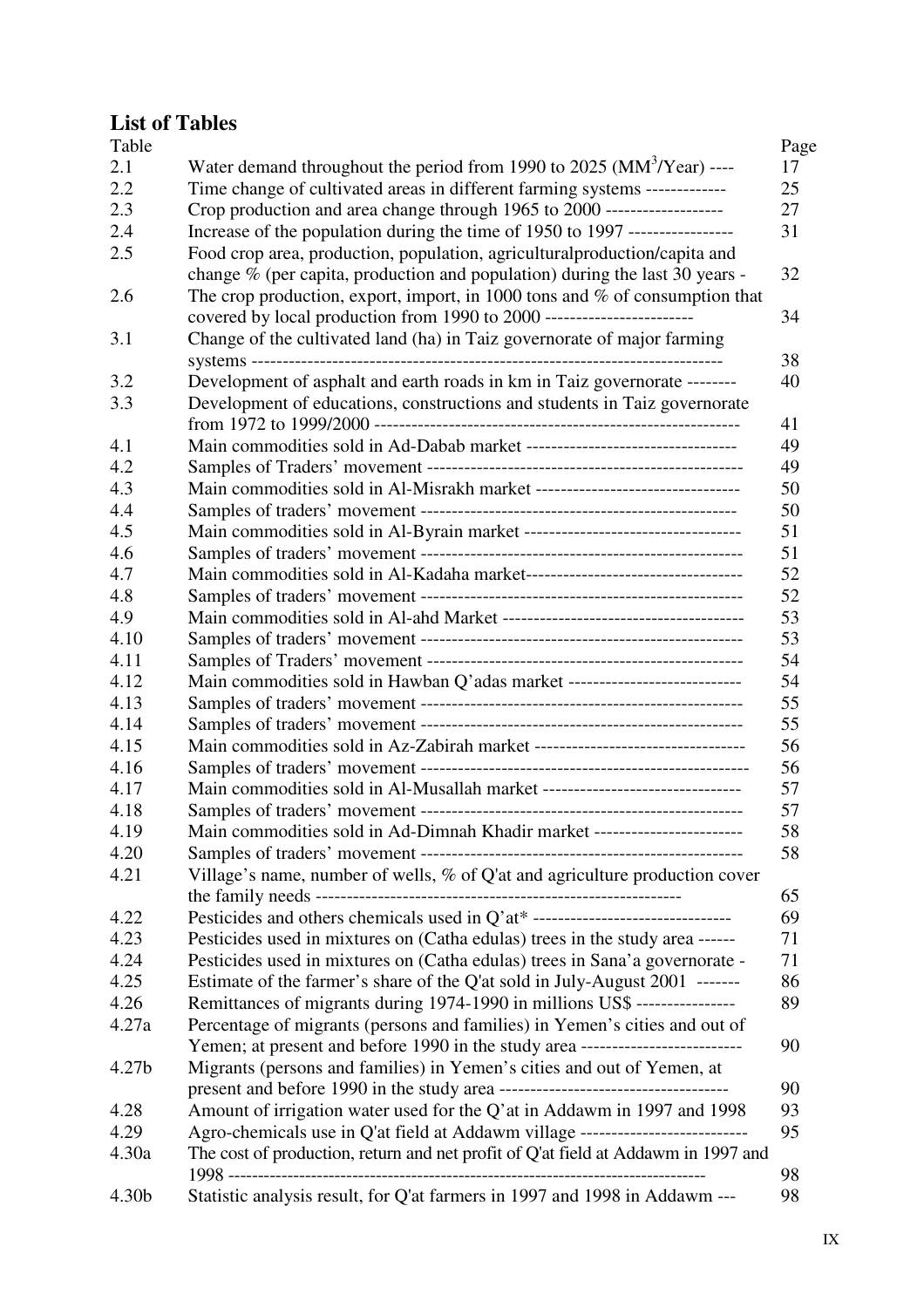## List of Tables

| Table | | Page |
|---|---|---|
| 2.1 | Water demand throughout the period from 1990 to 2025 (MM$^3$/Year) ---- | 17 |
| 2.2 | Time change of cultivated areas in different farming systems ------------- | 25 |
| 2.3 | Crop production and area change through 1965 to 2000 ------------------- | 27 |
| 2.4 | Increase of the population during the time of 1950 to 1997 ----------------- | 31 |
| 2.5 | Food crop area, production, population, agriculturalproduction/capita and change % (per capita, production and population) during the last 30 years - | 32 |
| 2.6 | The crop production, export, import, in 1000 tons and % of consumption that covered by local production from 1990 to 2000 ------------------------ | 34 |
| 3.1 | Change of the cultivated land (ha) in Taiz governorate of major farming systems ------------------------------------------------------------------------ | 38 |
| 3.2 | Development of asphalt and earth roads in km in Taiz governorate -------- | 40 |
| 3.3 | Development of educations, constructions and students in Taiz governorate from 1972 to 1999/2000 ---------------------------------------------------------- | 41 |
| 4.1 | Main commodities sold in Ad-Dabab market ---------------------------------- | 49 |
| 4.2 | Samples of Traders' movement --------------------------------------------------- | 49 |
| 4.3 | Main commodities sold in Al-Misrakh market --------------------------------- | 50 |
| 4.4 | Samples of traders' movement --------------------------------------------------- | 50 |
| 4.5 | Main commodities sold in Al-Byrain market ----------------------------------- | 51 |
| 4.6 | Samples of traders' movement ---------------------------------------------------- | 51 |
| 4.7 | Main commodities sold in Al-Kadaha market----------------------------------- | 52 |
| 4.8 | Samples of traders' movement ---------------------------------------------------- | 52 |
| 4.9 | Main commodities sold in Al-ahd Market --------------------------------------- | 53 |
| 4.10 | Samples of traders' movement ---------------------------------------------------- | 53 |
| 4.11 | Samples of Traders' movement ---------------------------------------------------- | 54 |
| 4.12 | Main commodities sold in Hawban Q'adas market ---------------------------- | 54 |
| 4.13 | Samples of traders' movement ---------------------------------------------------- | 55 |
| 4.14 | Samples of traders' movement ---------------------------------------------------- | 55 |
| 4.15 | Main commodities sold in Az-Zabirah market ---------------------------------- | 56 |
| 4.16 | Samples of traders' movement ----------------------------------------------------- | 56 |
| 4.17 | Main commodities sold in Al-Musallah market -------------------------------- | 57 |
| 4.18 | Samples of traders' movement ---------------------------------------------------- | 57 |
| 4.19 | Main commodities sold in Ad-Dimnah Khadir market ------------------------ | 58 |
| 4.20 | Samples of traders' movement ---------------------------------------------------- | 58 |
| 4.21 | Village's name, number of wells, % of Q'at and agriculture production cover the family needs ----------------------------------------------------------- | 65 |
| 4.22 | Pesticides and others chemicals used in Q'at* -------------------------------- | 69 |
| 4.23 | Pesticides used in mixtures on (Catha edulas) trees in the study area ------ | 71 |
| 4.24 | Pesticides used in mixtures on (Catha edulas) trees in Sana'a governorate - | 71 |
| 4.25 | Estimate of the farmer's share of the Q'at sold in July-August 2001 ------- | 86 |
| 4.26 | Remittances of migrants during 1974-1990 in millions US$ ---------------- | 89 |
| 4.27a | Percentage of migrants (persons and families) in Yemen's cities and out of Yemen; at present and before 1990 in the study area -------------------------- | 90 |
| 4.27b | Migrants (persons and families) in Yemen's cities and out of Yemen, at present and before 1990 in the study area ------------------------------------ | 90 |
| 4.28 | Amount of irrigation water used for the Q'at in Addawm in 1997 and 1998 | 93 |
| 4.29 | Agro-chemicals use in Q'at field at Addawm village --------------------------- | 95 |
| 4.30a | The cost of production, return and net profit of Q'at field at Addawm in 1997 and 1998 ------------------------------------------------------------------------------ | 98 |
| 4.30b | Statistic analysis result, for Q'at farmers in 1997 and 1998 in Addawm --- | 98 |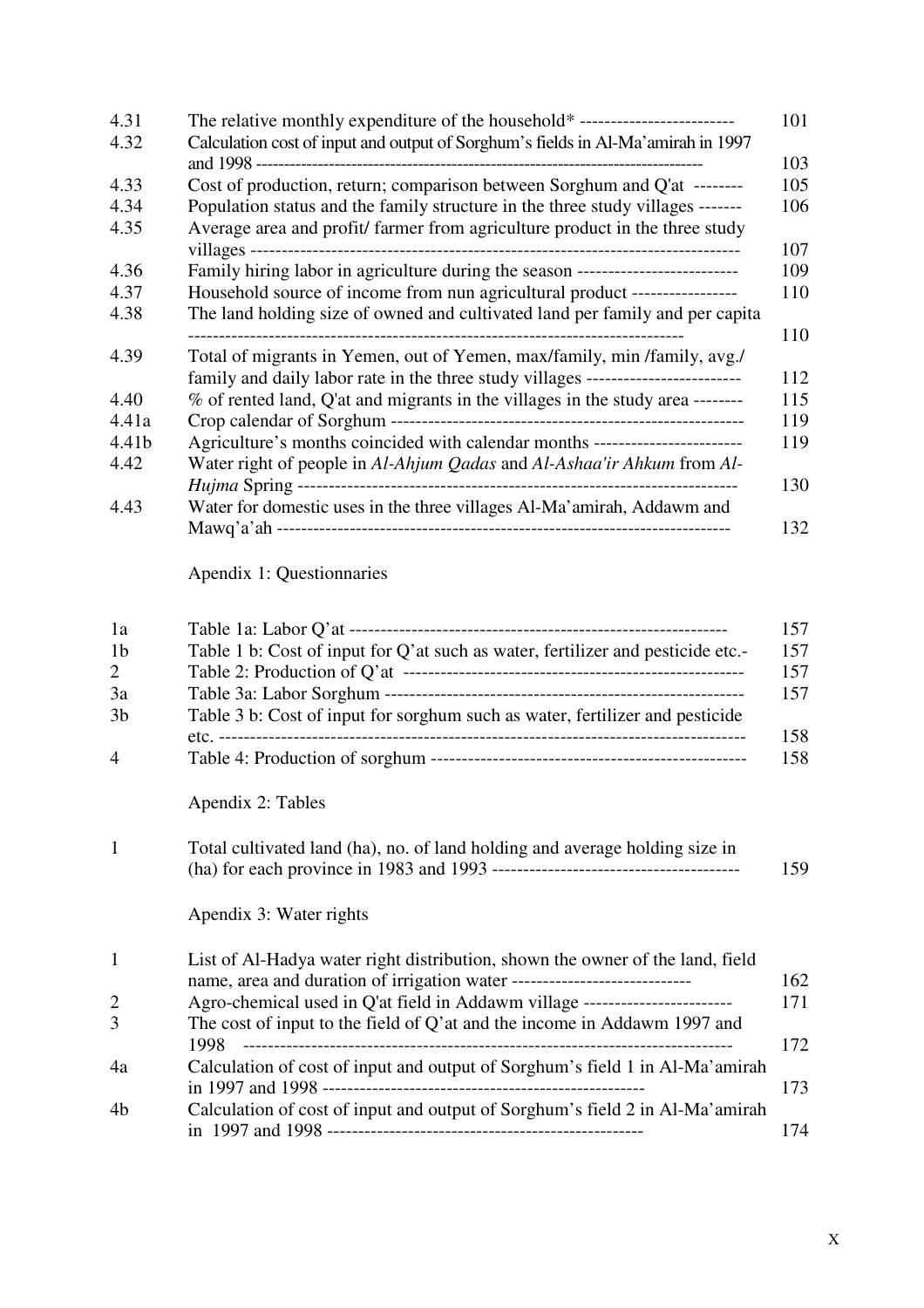| | | |
|---|---|---|
| 4.31 | The relative monthly expenditure of the household* | 101 |
| 4.32 | Calculation cost of input and output of Sorghum's fields in Al-Ma'amirah in 1997 and 1998 | 103 |
| 4.33 | Cost of production, return; comparison between Sorghum and Q'at | 105 |
| 4.34 | Population status and the family structure in the three study villages | 106 |
| 4.35 | Average area and profit/ farmer from agriculture product in the three study villages | 107 |
| 4.36 | Family hiring labor in agriculture during the season | 109 |
| 4.37 | Household source of income from nun agricultural product | 110 |
| 4.38 | The land holding size of owned and cultivated land per family and per capita | 110 |
| 4.39 | Total of migrants in Yemen, out of Yemen, max/family, min /family, avg./ family and daily labor rate in the three study villages | 112 |
| 4.40 | % of rented land, Q'at and migrants in the villages in the study area | 115 |
| 4.41a | Crop calendar of Sorghum | 119 |
| 4.41b | Agriculture's months coincided with calendar months | 119 |
| 4.42 | Water right of people in *Al-Ahjum Qadas* and *Al-Ashaa'ir Ahkum* from *Al-Hujma* Spring | 130 |
| 4.43 | Water for domestic uses in the three villages Al-Ma'amirah, Addawm and Mawq'a'ah | 132 |

Apendix 1: Questionnaries

| | | |
|---|---|---|
| 1a | Table 1a: Labor Q'at | 157 |
| 1b | Table 1 b: Cost of input for Q'at such as water, fertilizer and pesticide etc.- | 157 |
| 2 | Table 2: Production of Q'at | 157 |
| 3a | Table 3a: Labor Sorghum | 157 |
| 3b | Table 3 b: Cost of input for sorghum such as water, fertilizer and pesticide etc. | 158 |
| 4 | Table 4: Production of sorghum | 158 |

Apendix 2: Tables

| | | |
|---|---|---|
| 1 | Total cultivated land (ha), no. of land holding and average holding size in (ha) for each province in 1983 and 1993 | 159 |

Apendix 3: Water rights

| | | |
|---|---|---|
| 1 | List of Al-Hadya water right distribution, shown the owner of the land, field name, area and duration of irrigation water | 162 |
| 2 | Agro-chemical used in Q'at field in Addawm village | 171 |
| 3 | The cost of input to the field of Q'at and the income in Addawm 1997 and 1998 | 172 |
| 4a | Calculation of cost of input and output of Sorghum's field 1 in Al-Ma'amirah in 1997 and 1998 | 173 |
| 4b | Calculation of cost of input and output of Sorghum's field 2 in Al-Ma'amirah in 1997 and 1998 | 174 |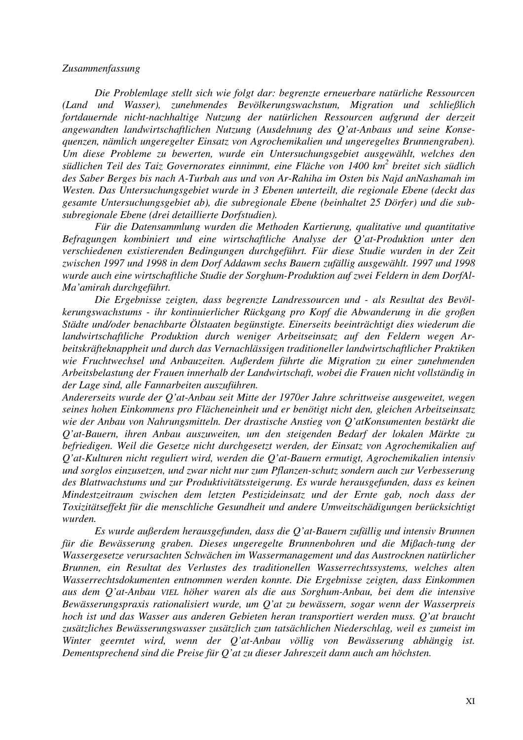*Zusammenfassung*

*Die Problemlage stellt sich wie folgt dar: begrenzte erneuerbare natürliche Ressourcen (Land und Wasser), zunehmendes Bevölkerungswachstum, Migration und schließlich fortdauernde nicht-nachhaltige Nutzung der natürlichen Ressourcen aufgrund der derzeit angewandten landwirtschaftlichen Nutzung (Ausdehnung des Q'at-Anbaus und seine Konsequenzen, nämlich ungeregelter Einsatz von Agrochemikalien und ungeregeltes Brunnengraben). Um diese Probleme zu bewerten, wurde ein Untersuchungsgebiet ausgewählt, welches den südlichen Teil des Taiz Governorates einnimmt, eine Fläche von 1400 km$^2$ breitet sich südlich des Saber Berges bis nach A-Turbah aus und von Ar-Rahiha im Osten bis Najd anNashamah im Westen. Das Untersuchungsgebiet wurde in 3 Ebenen unterteilt, die regionale Ebene (deckt das gesamte Untersuchungsgebiet ab), die subregionale Ebene (beinhaltet 25 Dörfer) und die subsubregionale Ebene (drei detaillierte Dorfstudien).*

*Für die Datensammlung wurden die Methoden Kartierung, qualitative und quantitative Befragungen kombiniert und eine wirtschaftliche Analyse der Q'at-Produktion unter den verschiedenen existierenden Bedingungen durchgeführt. Für diese Studie wurden in der Zeit zwischen 1997 und 1998 in dem Dorf Addawm sechs Bauern zufällig ausgewählt. 1997 und 1998 wurde auch eine wirtschaftliche Studie der Sorghum-Produktion auf zwei Feldern in dem DorfAl-Ma'amirah durchgeführt.*

*Die Ergebnisse zeigten, dass begrenzte Landressourcen und - als Resultat des Bevölkerungswachstums - ihr kontinuierlicher Rückgang pro Kopf die Abwanderung in die großen Städte und/oder benachbarte Ölstaaten begünstigte. Einerseits beeinträchtigt dies wiederum die landwirtschaftliche Produktion durch weniger Arbeitseinsatz auf den Feldern wegen Arbeitskräfteknappheit und durch das Vernachlässigen traditioneller landwirtschaftlicher Praktiken wie Fruchtwechsel und Anbauzeiten. Außerdem führte die Migration zu einer zunehmenden Arbeitsbelastung der Frauen innerhalb der Landwirtschaft, wobei die Frauen nicht vollständig in der Lage sind, alle Fannarbeiten auszuführen.*

*Andererseits wurde der Q'at-Anbau seit Mitte der 1970er Jahre schrittweise ausgeweitet, wegen seines hohen Einkommens pro Flächeneinheit und er benötigt nicht den, gleichen Arbeitseinsatz wie der Anbau von Nahrungsmitteln. Der drastische Anstieg von Q'atKonsumenten bestärkt die Q'at-Bauern, ihren Anbau auszuweiten, um den steigenden Bedarf der lokalen Märkte zu befriedigen. Weil die Gesetze nicht durchgesetzt werden, der Einsatz von Agrochemikalien auf Q'at-Kulturen nicht reguliert wird, werden die Q'at-Bauern ermutigt, Agrochemikalien intensiv und sorglos einzusetzen, und zwar nicht nur zum Pflanzen-schutz sondern auch zur Verbesserung des Blattwachstums und zur Produktivitätssteigerung. Es wurde herausgefunden, dass es keinen Mindestzeitraum zwischen dem letzten Pestizideinsatz und der Ernte gab, noch dass der Toxizitätseffekt für die menschliche Gesundheit und andere Umweitschädigungen berücksichtigt wurden.*

*Es wurde außerdem herausgefunden, dass die Q'at-Bauern zufällig und intensiv Brunnen für die Bewässerung graben. Dieses ungeregelte Brunnenbohren und die Mißach-tung der Wassergesetze verursachten Schwächen im Wassermanagement und das Austrocknen natürlicher Brunnen, ein Resultat des Verlustes des traditionellen Wasserrechtssystems, welches alten Wasserrechtsdokumenten entnommen werden konnte. Die Ergebnisse zeigten, dass Einkommen aus dem Q'at-Anbau VIEL höher waren als die aus Sorghum-Anbau, bei dem die intensive Bewässerungspraxis rationalisiert wurde, um Q'at zu bewässern, sogar wenn der Wasserpreis hoch ist und das Wasser aus anderen Gebieten heran transportiert werden muss. Q'at braucht zusätzliches Bewässerungswasser zusätzlich zum tatsächlichen Niederschlag, weil es zumeist im Winter geerntet wird, wenn der Q'at-Anbau völlig von Bewässerung abhängig ist. Dementsprechend sind die Preise für Q'at zu dieser Jahreszeit dann auch am höchsten.*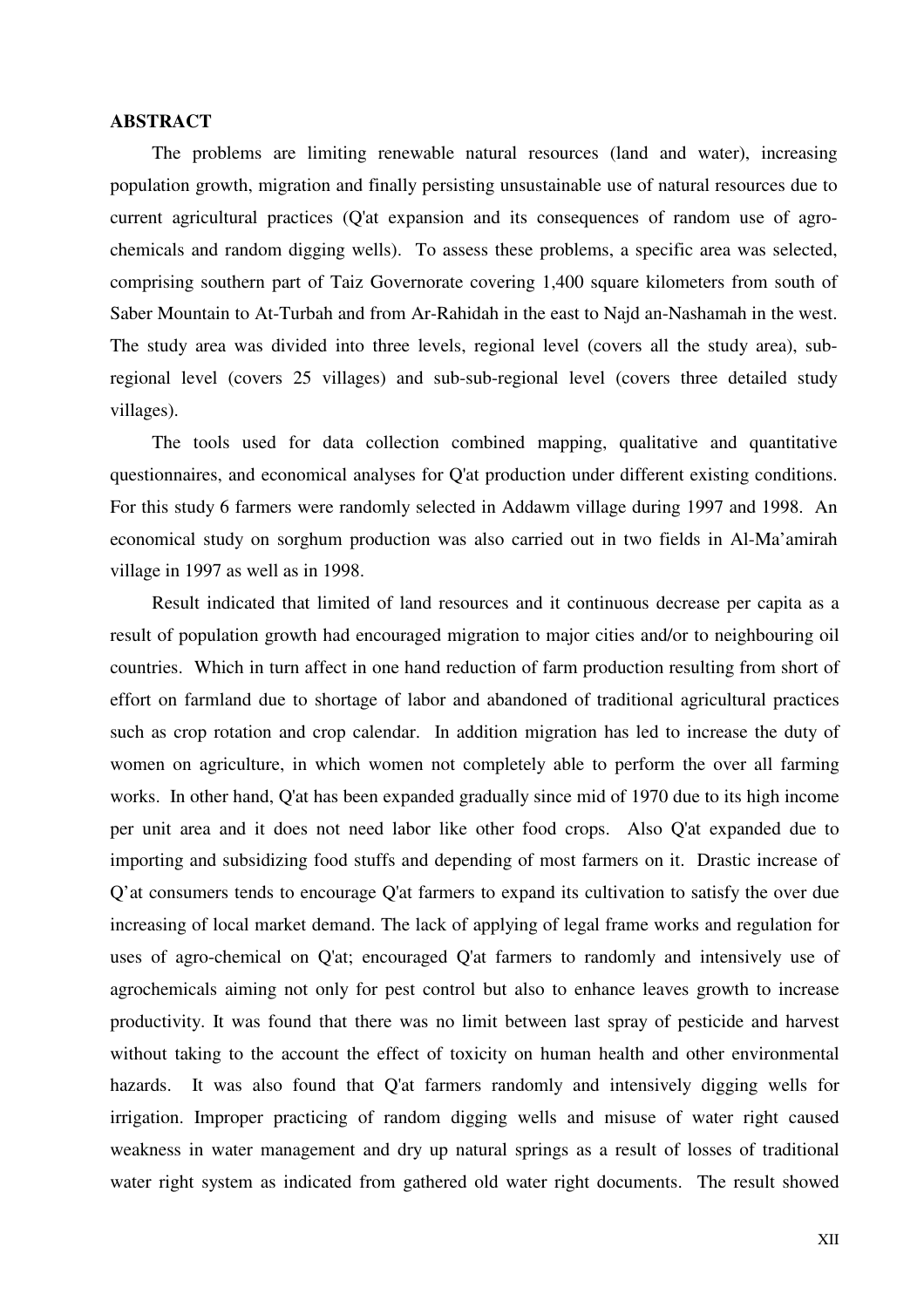## ABSTRACT

The problems are limiting renewable natural resources (land and water), increasing population growth, migration and finally persisting unsustainable use of natural resources due to current agricultural practices (Q'at expansion and its consequences of random use of agro-chemicals and random digging wells). To assess these problems, a specific area was selected, comprising southern part of Taiz Governorate covering 1,400 square kilometers from south of Saber Mountain to At-Turbah and from Ar-Rahidah in the east to Najd an-Nashamah in the west. The study area was divided into three levels, regional level (covers all the study area), sub-regional level (covers 25 villages) and sub-sub-regional level (covers three detailed study villages).

The tools used for data collection combined mapping, qualitative and quantitative questionnaires, and economical analyses for Q'at production under different existing conditions. For this study 6 farmers were randomly selected in Addawm village during 1997 and 1998. An economical study on sorghum production was also carried out in two fields in Al-Ma'amirah village in 1997 as well as in 1998.

Result indicated that limited of land resources and it continuous decrease per capita as a result of population growth had encouraged migration to major cities and/or to neighbouring oil countries. Which in turn affect in one hand reduction of farm production resulting from short of effort on farmland due to shortage of labor and abandoned of traditional agricultural practices such as crop rotation and crop calendar. In addition migration has led to increase the duty of women on agriculture, in which women not completely able to perform the over all farming works. In other hand, Q'at has been expanded gradually since mid of 1970 due to its high income per unit area and it does not need labor like other food crops. Also Q'at expanded due to importing and subsidizing food stuffs and depending of most farmers on it. Drastic increase of Q'at consumers tends to encourage Q'at farmers to expand its cultivation to satisfy the over due increasing of local market demand. The lack of applying of legal frame works and regulation for uses of agro-chemical on Q'at; encouraged Q'at farmers to randomly and intensively use of agrochemicals aiming not only for pest control but also to enhance leaves growth to increase productivity. It was found that there was no limit between last spray of pesticide and harvest without taking to the account the effect of toxicity on human health and other environmental hazards. It was also found that Q'at farmers randomly and intensively digging wells for irrigation. Improper practicing of random digging wells and misuse of water right caused weakness in water management and dry up natural springs as a result of losses of traditional water right system as indicated from gathered old water right documents. The result showed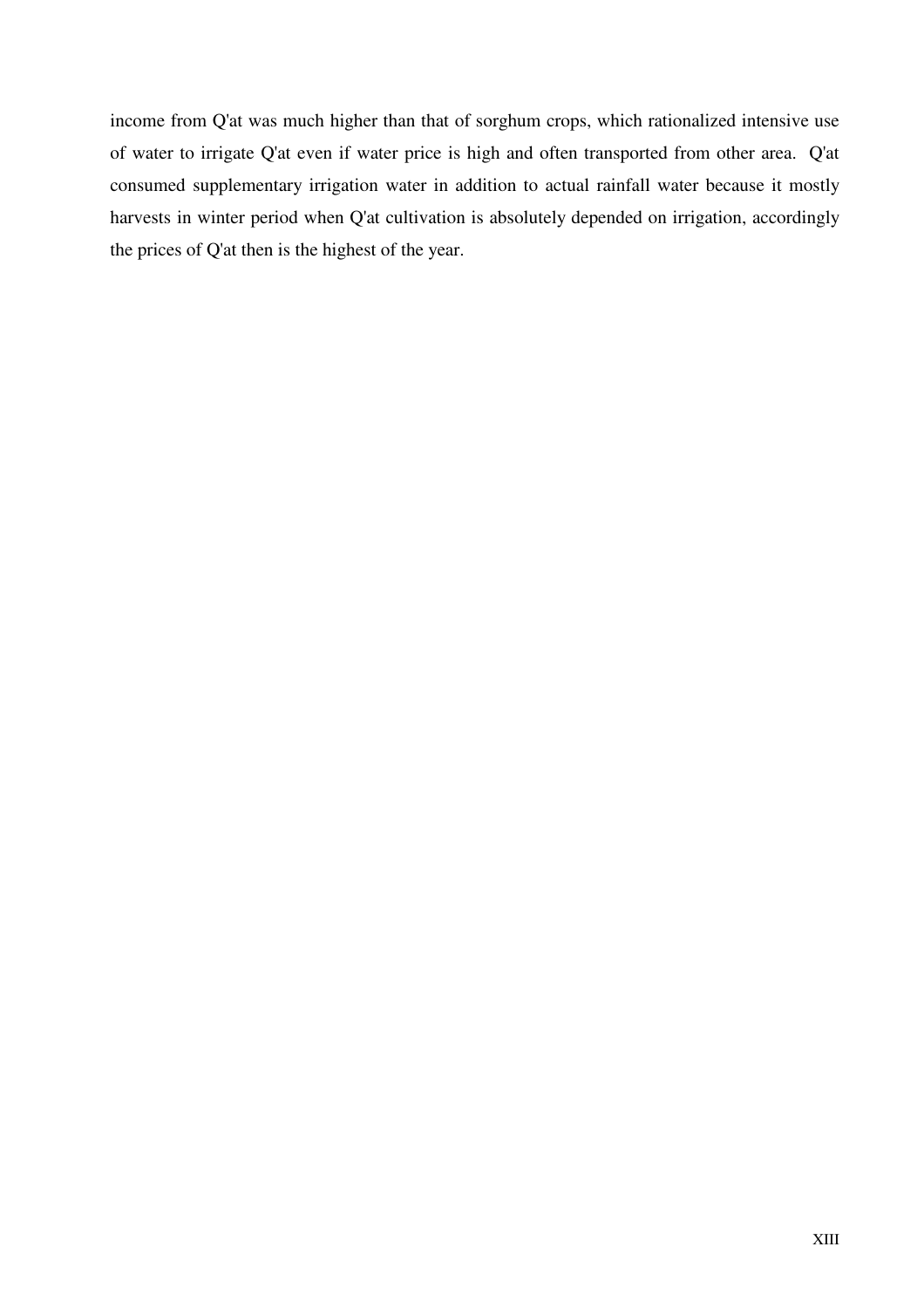income from Q'at was much higher than that of sorghum crops, which rationalized intensive use of water to irrigate Q'at even if water price is high and often transported from other area. Q'at consumed supplementary irrigation water in addition to actual rainfall water because it mostly harvests in winter period when Q'at cultivation is absolutely depended on irrigation, accordingly the prices of Q'at then is the highest of the year.